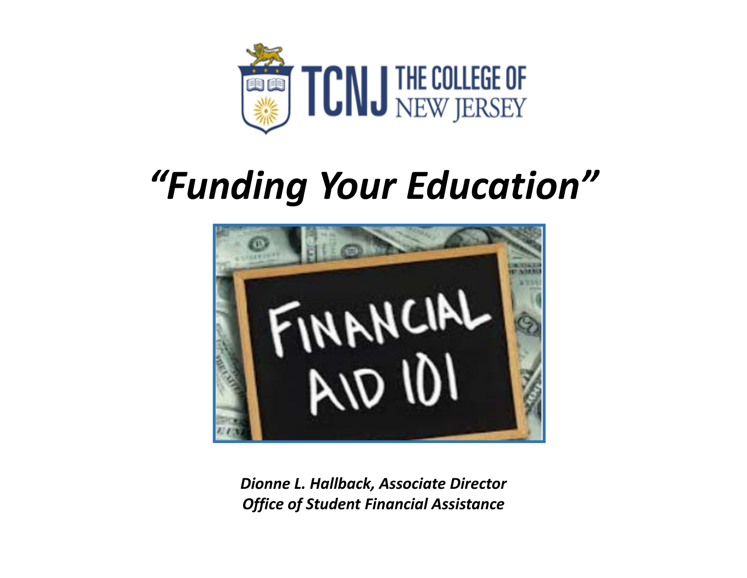TCNJ THE COLLEGE OF NEW JERSEY

# *"Funding Your Education"*

FINANCIAL AID 101

***Dionne L. Hallback, Associate Director***
***Office of Student Financial Assistance***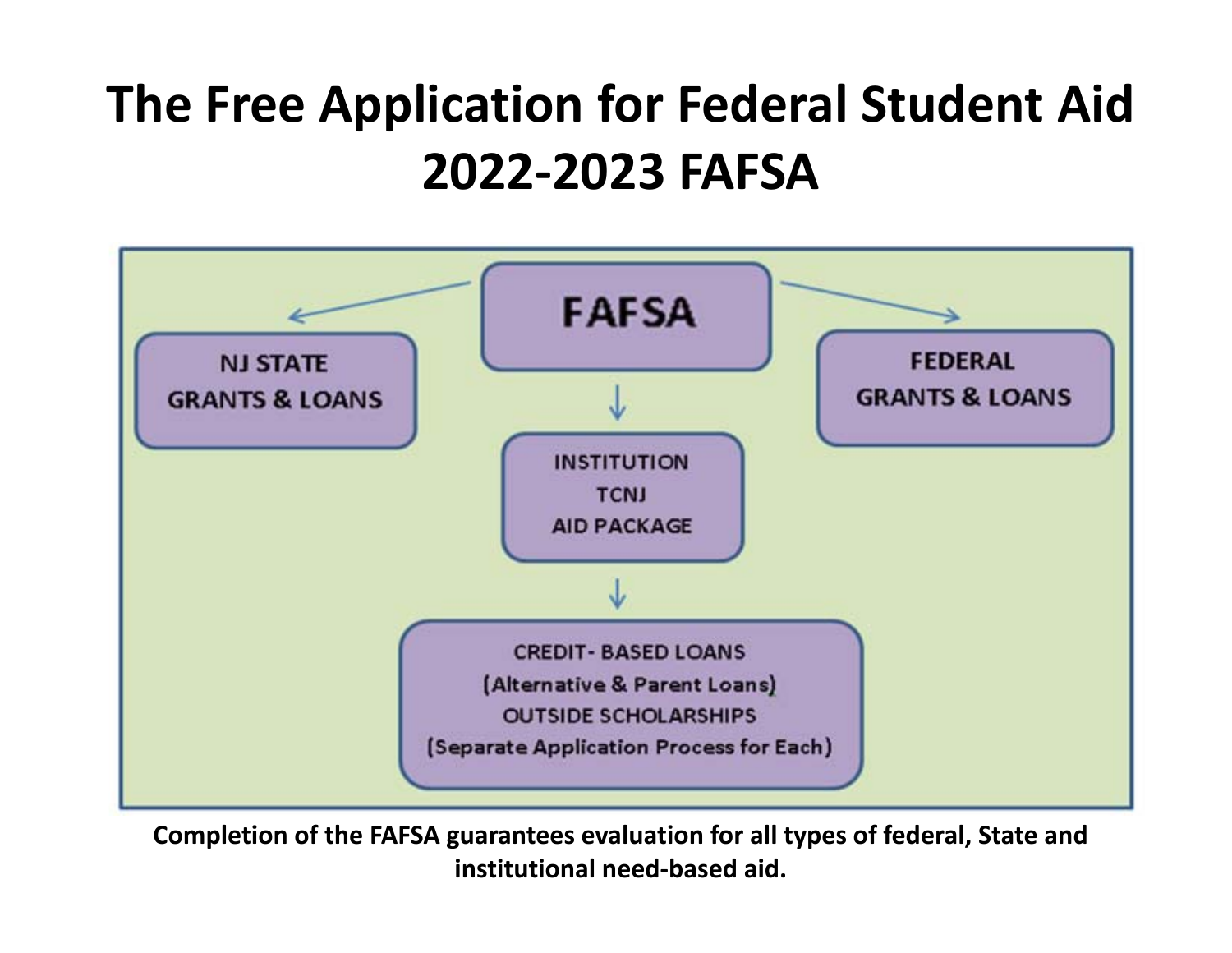# The Free Application for Federal Student Aid 2022-2023 FAFSA

FAFSA

NJ STATE GRANTS & LOANS

FEDERAL GRANTS & LOANS

INSTITUTION TCNJ AID PACKAGE

CREDIT- BASED LOANS (Alternative & Parent Loans) OUTSIDE SCHOLARSHIPS (Separate Application Process for Each)

**Completion of the FAFSA guarantees evaluation for all types of federal, State and institutional need-based aid.**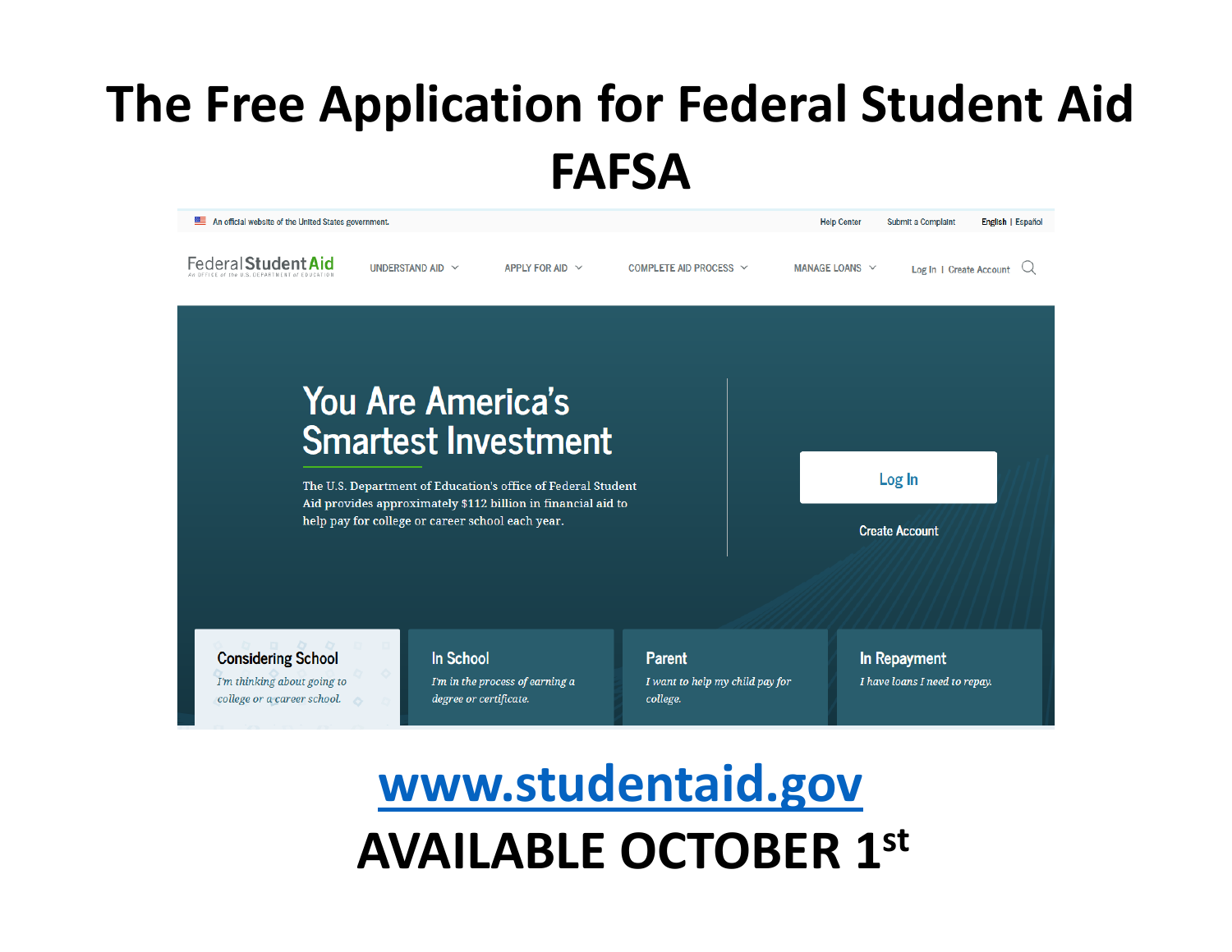# The Free Application for Federal Student Aid FAFSA

An official website of the United States government. Help Center Submit a Complaint English | Español

FederalStudentAid — An OFFICE of the U.S. DEPARTMENT of EDUCATION

UNDERSTAND AID APPLY FOR AID COMPLETE AID PROCESS MANAGE LOANS Log In | Create Account

## You Are America's Smartest Investment

The U.S. Department of Education's office of Federal Student Aid provides approximately $112 billion in financial aid to help pay for college or career school each year.

Log In

Create Account

**Considering School**
*I'm thinking about going to college or a career school.*

**In School**
*I'm in the process of earning a degree or certificate.*

**Parent**
*I want to help my child pay for college.*

**In Repayment**
*I have loans I need to repay.*

## [www.studentaid.gov](http://www.studentaid.gov)

## AVAILABLE OCTOBER 1st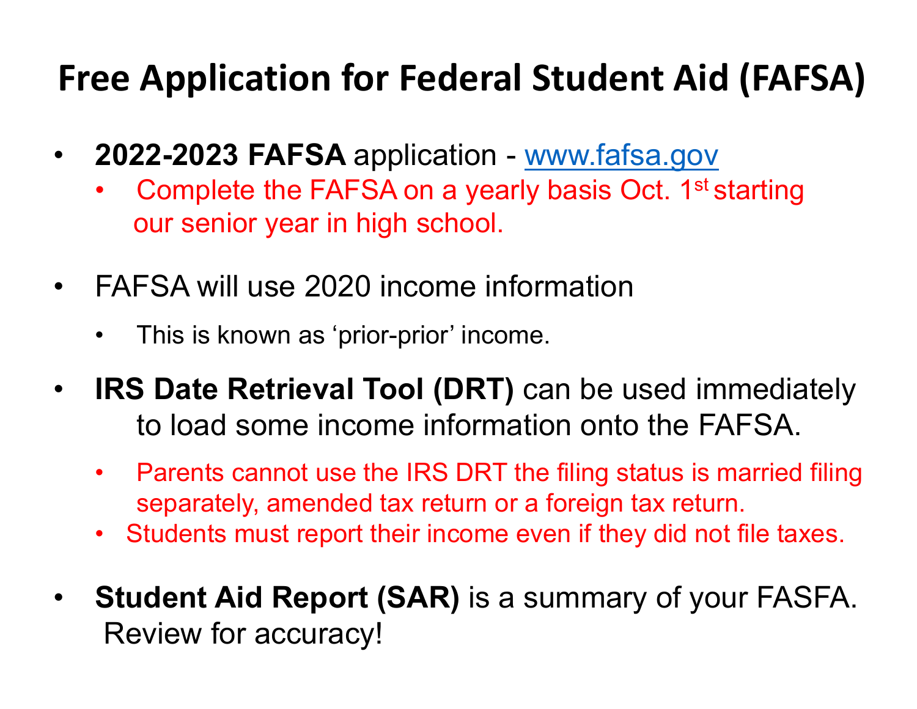# Free Application for Federal Student Aid (FAFSA)

- **2022-2023 FAFSA** application - www.fafsa.gov
  - Complete the FAFSA on a yearly basis Oct. 1st starting our senior year in high school.
- FAFSA will use 2020 income information
  - This is known as 'prior-prior' income.
- **IRS Date Retrieval Tool (DRT)** can be used immediately to load some income information onto the FAFSA.
  - Parents cannot use the IRS DRT the filing status is married filing separately, amended tax return or a foreign tax return.
  - Students must report their income even if they did not file taxes.
- **Student Aid Report (SAR)** is a summary of your FASFA. Review for accuracy!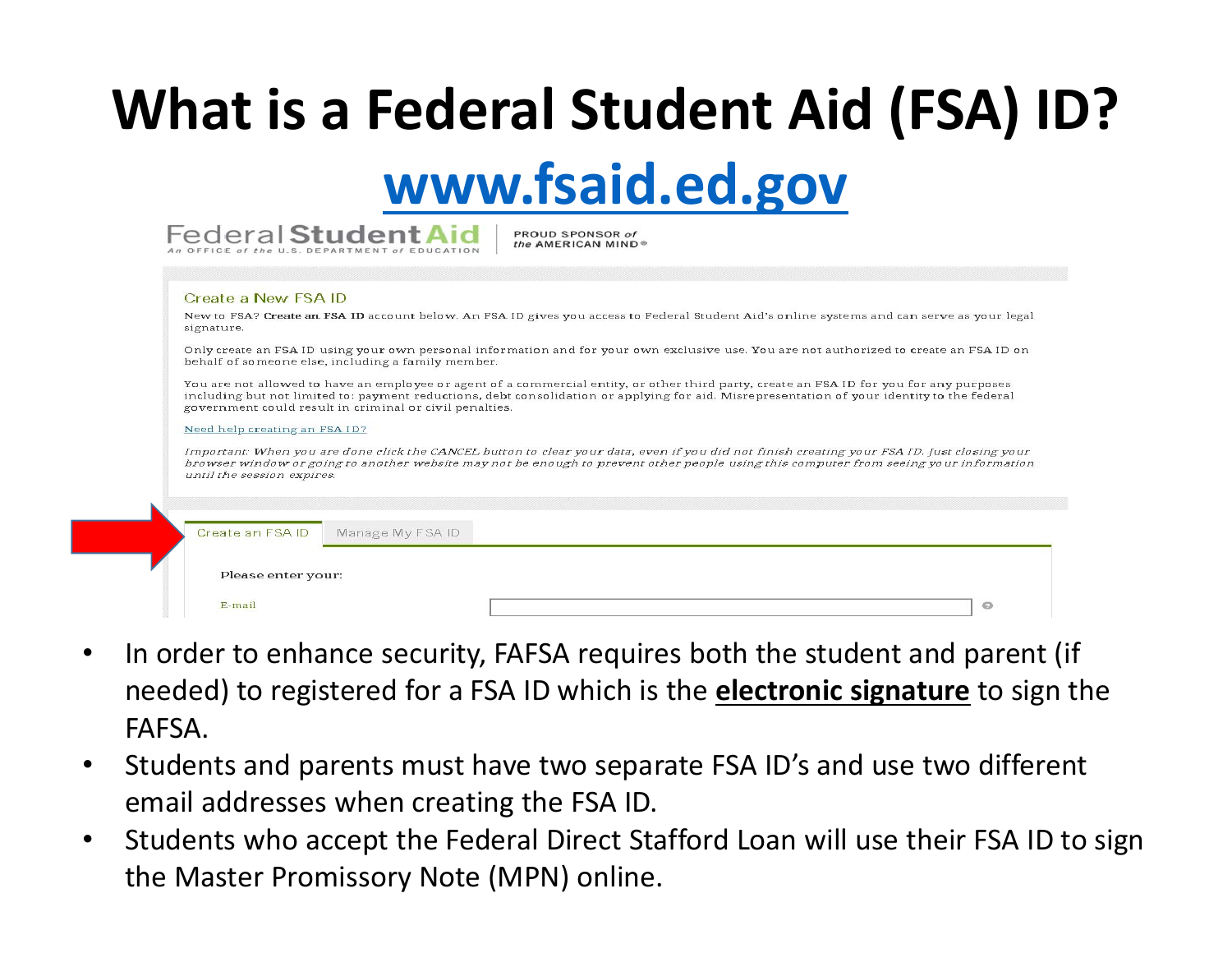# What is a Federal Student Aid (FSA) ID?

## www.fsaid.ed.gov

Federal Student Aid
An OFFICE of the U.S. DEPARTMENT of EDUCATION

PROUD SPONSOR of the AMERICAN MIND®

### Create a New FSA ID

New to FSA? **Create an FSA ID** account below. An FSA ID gives you access to Federal Student Aid's online systems and can serve as your legal signature.

Only create an FSA ID using your own personal information and for your own exclusive use. You are not authorized to create an FSA ID on behalf of someone else, including a family member.

You are not allowed to have an employee or agent of a commercial entity, or other third party, create an FSA ID for you for any purposes including but not limited to: payment reductions, debt consolidation or applying for aid. Misrepresentation of your identity to the federal government could result in criminal or civil penalties.

Need help creating an FSA ID?

*Important: When you are done click the CANCEL button to clear your data, even if you did not finish creating your FSA ID. Just closing your browser window or going to another website may not be enough to prevent other people using this computer from seeing your information until the session expires.*

Create an FSA ID | Manage My FSA ID

Please enter your:

E-mail

- In order to enhance security, FAFSA requires both the student and parent (if needed) to registered for a FSA ID which is the **electronic signature** to sign the FAFSA.
- Students and parents must have two separate FSA ID's and use two different email addresses when creating the FSA ID.
- Students who accept the Federal Direct Stafford Loan will use their FSA ID to sign the Master Promissory Note (MPN) online.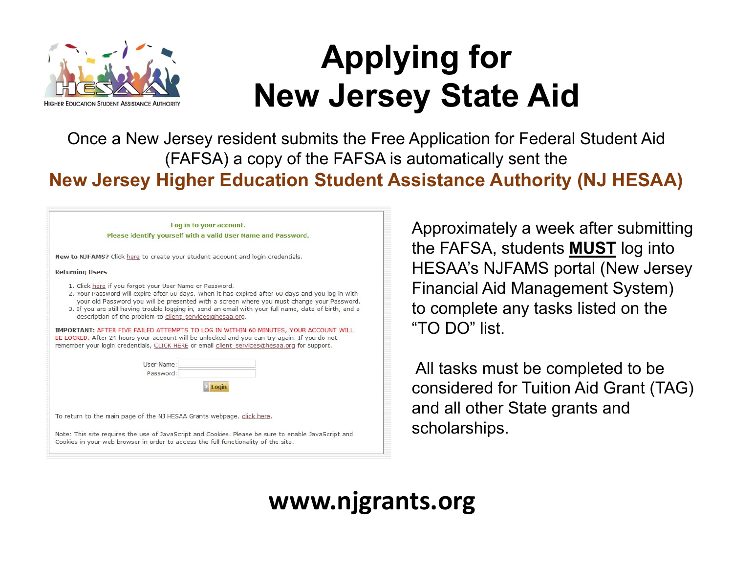HIGHER EDUCATION STUDENT ASSISTANCE AUTHORITY

# Applying for New Jersey State Aid

Once a New Jersey resident submits the Free Application for Federal Student Aid (FAFSA) a copy of the FAFSA is automatically sent the

**New Jersey Higher Education Student Assistance Authority (NJ HESAA)**

Log in to your account.

Please identify yourself with a valid User Name and Password.

**New to NJFAMS?** Click here to create your student account and login credentials.

**Returning Users**

1. Click here if you forgot your User Name or Password.
2. Your Password will expire after 60 days. When it has expired after 60 days and you log in with your old Password you will be presented with a screen where you must change your Password.
3. If you are still having trouble logging in, send an email with your full name, date of birth, and a description of the problem to client_services@hesaa.org.

**IMPORTANT:** AFTER FIVE FAILED ATTEMPTS TO LOG IN WITHIN 60 MINUTES, YOUR ACCOUNT WILL BE LOCKED. After 24 hours your account will be unlocked and you can try again. If you do not remember your login credentials, CLICK HERE or email client_services@hesaa.org for support.

User Name:

Password:

Login

To return to the main page of the NJ HESAA Grants webpage, click here.

Note: This site requires the use of JavaScript and Cookies. Please be sure to enable JavaScript and Cookies in your web browser in order to access the full functionality of the site.

Approximately a week after submitting the FAFSA, students **MUST** log into HESAA's NJFAMS portal (New Jersey Financial Aid Management System) to complete any tasks listed on the "TO DO" list.

All tasks must be completed to be considered for Tuition Aid Grant (TAG) and all other State grants and scholarships.

**www.njgrants.org**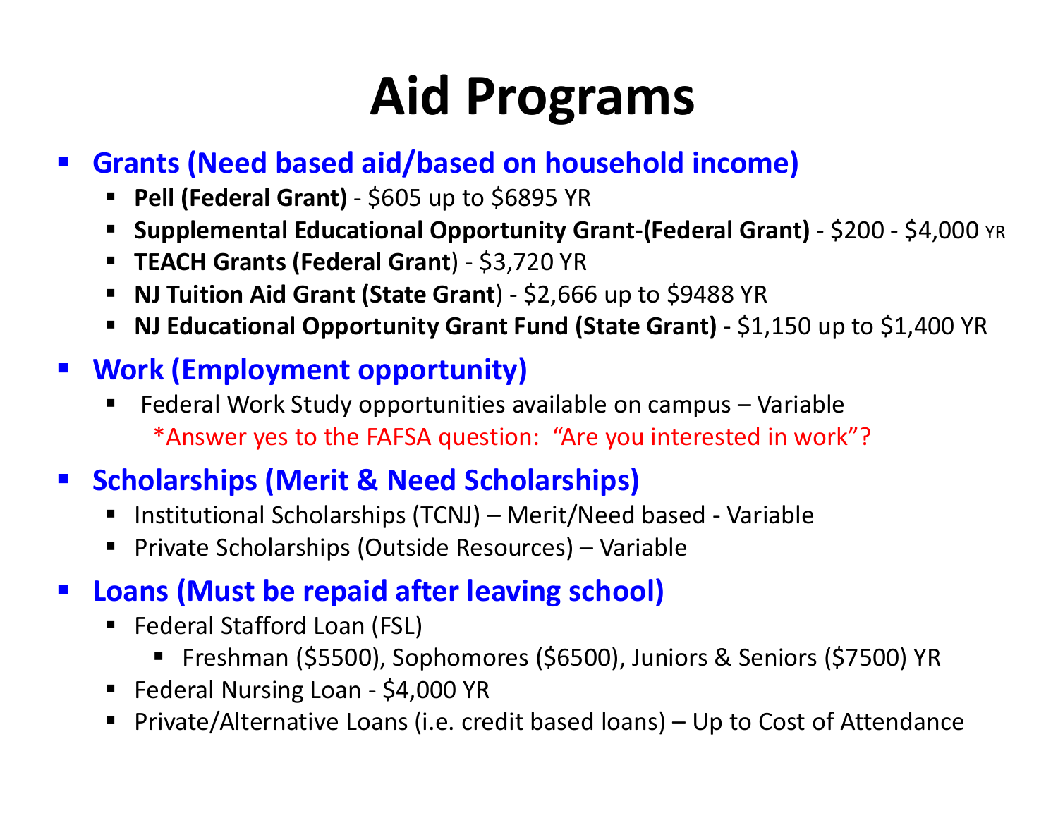# Aid Programs

- **Grants (Need based aid/based on household income)**
  - **Pell (Federal Grant)** - $605 up to $6895 YR
  - **Supplemental Educational Opportunity Grant-(Federal Grant)** - $200 - $4,000 YR
  - **TEACH Grants (Federal Grant)** - $3,720 YR
  - **NJ Tuition Aid Grant (State Grant)** - $2,666 up to $9488 YR
  - **NJ Educational Opportunity Grant Fund (State Grant)** - $1,150 up to $1,400 YR
- **Work (Employment opportunity)**
  - Federal Work Study opportunities available on campus – Variable

    *Answer yes to the FAFSA question: "Are you interested in work"?
- **Scholarships (Merit & Need Scholarships)**
  - Institutional Scholarships (TCNJ) – Merit/Need based - Variable
  - Private Scholarships (Outside Resources) – Variable
- **Loans (Must be repaid after leaving school)**
  - Federal Stafford Loan (FSL)
    - Freshman ($5500), Sophomores ($6500), Juniors & Seniors ($7500) YR
  - Federal Nursing Loan - $4,000 YR
  - Private/Alternative Loans (i.e. credit based loans) – Up to Cost of Attendance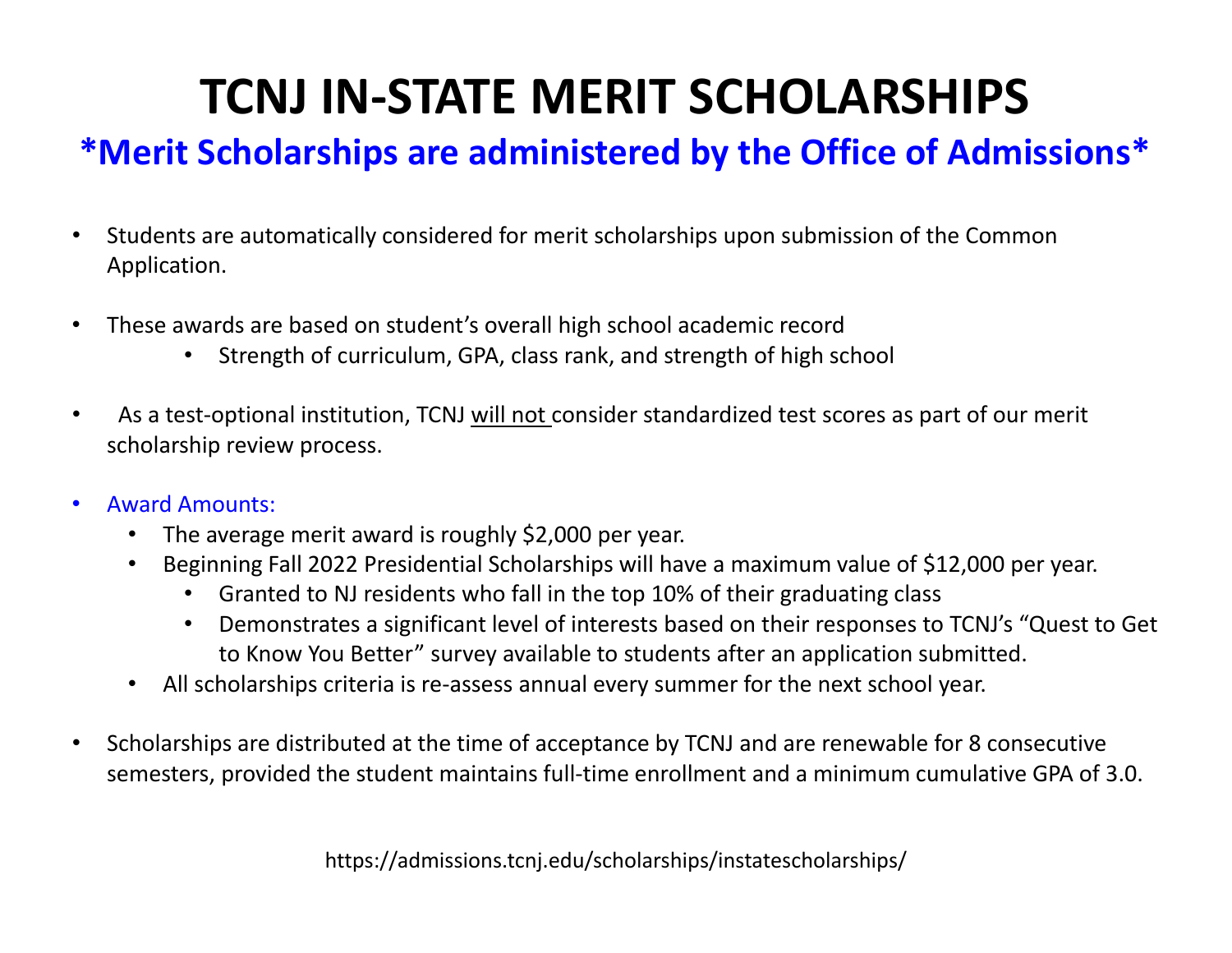# TCNJ IN-STATE MERIT SCHOLARSHIPS

## *Merit Scholarships are administered by the Office of Admissions*

- Students are automatically considered for merit scholarships upon submission of the Common Application.

- These awards are based on student's overall high school academic record
  - Strength of curriculum, GPA, class rank, and strength of high school

- As a test-optional institution, TCNJ will not consider standardized test scores as part of our merit scholarship review process.

- Award Amounts:
  - The average merit award is roughly $2,000 per year.
  - Beginning Fall 2022 Presidential Scholarships will have a maximum value of $12,000 per year.
    - Granted to NJ residents who fall in the top 10% of their graduating class
    - Demonstrates a significant level of interests based on their responses to TCNJ's "Quest to Get to Know You Better" survey available to students after an application submitted.
  - All scholarships criteria is re-assess annual every summer for the next school year.

- Scholarships are distributed at the time of acceptance by TCNJ and are renewable for 8 consecutive semesters, provided the student maintains full-time enrollment and a minimum cumulative GPA of 3.0.

https://admissions.tcnj.edu/scholarships/instatescholarships/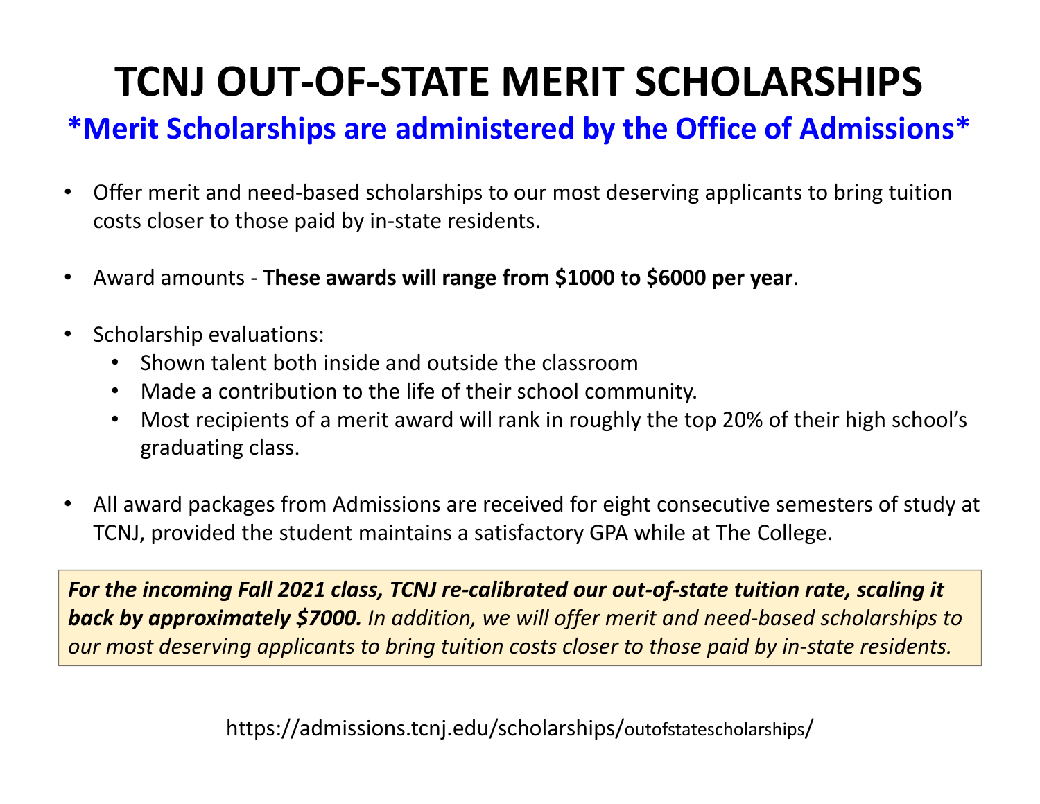# TCNJ OUT-OF-STATE MERIT SCHOLARSHIPS

## *Merit Scholarships are administered by the Office of Admissions*

- Offer merit and need-based scholarships to our most deserving applicants to bring tuition costs closer to those paid by in-state residents.
- Award amounts - **These awards will range from $1000 to $6000 per year**.
- Scholarship evaluations:
  - Shown talent both inside and outside the classroom
  - Made a contribution to the life of their school community.
  - Most recipients of a merit award will rank in roughly the top 20% of their high school's graduating class.
- All award packages from Admissions are received for eight consecutive semesters of study at TCNJ, provided the student maintains a satisfactory GPA while at The College.

***For the incoming Fall 2021 class, TCNJ re-calibrated our out-of-state tuition rate, scaling it back by approximately $7000.*** *In addition, we will offer merit and need-based scholarships to our most deserving applicants to bring tuition costs closer to those paid by in-state residents.*

https://admissions.tcnj.edu/scholarships/outofstatescholarships/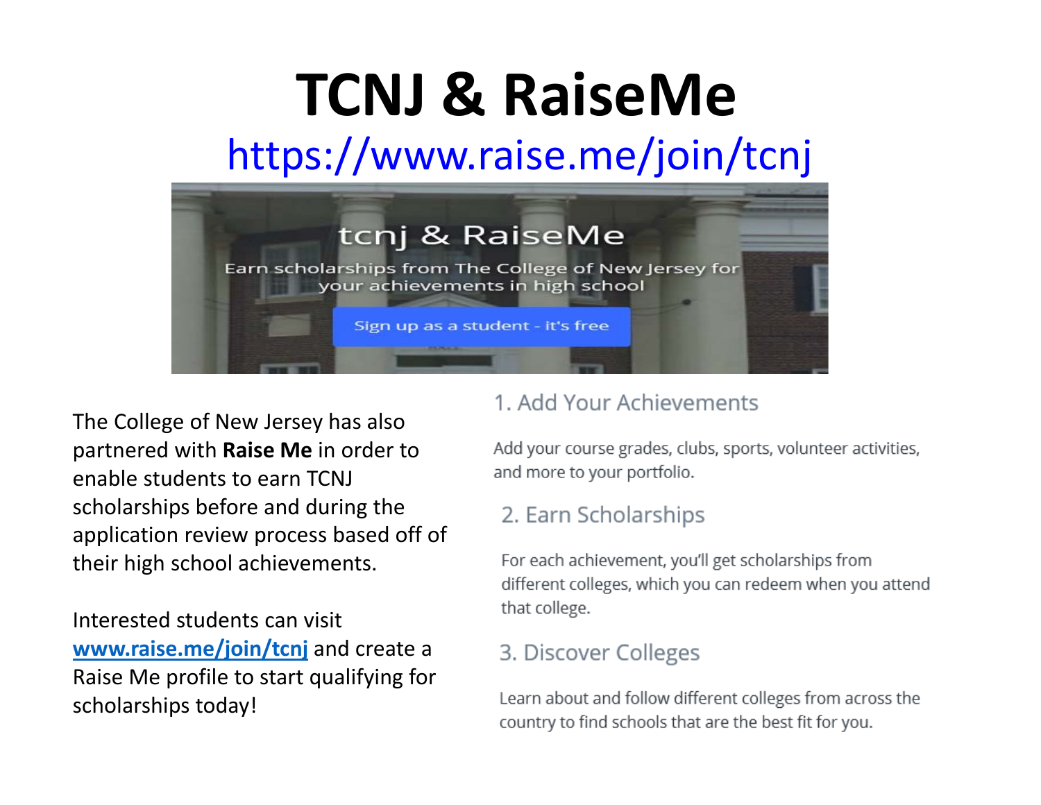# TCNJ & RaiseMe

https://www.raise.me/join/tcnj

tcnj & RaiseMe

Earn scholarships from The College of New Jersey for your achievements in high school

Sign up as a student - it's free

The College of New Jersey has also partnered with **Raise Me** in order to enable students to earn TCNJ scholarships before and during the application review process based off of their high school achievements.

Interested students can visit **www.raise.me/join/tcnj** and create a Raise Me profile to start qualifying for scholarships today!

### 1. Add Your Achievements

Add your course grades, clubs, sports, volunteer activities, and more to your portfolio.

### 2. Earn Scholarships

For each achievement, you'll get scholarships from different colleges, which you can redeem when you attend that college.

### 3. Discover Colleges

Learn about and follow different colleges from across the country to find schools that are the best fit for you.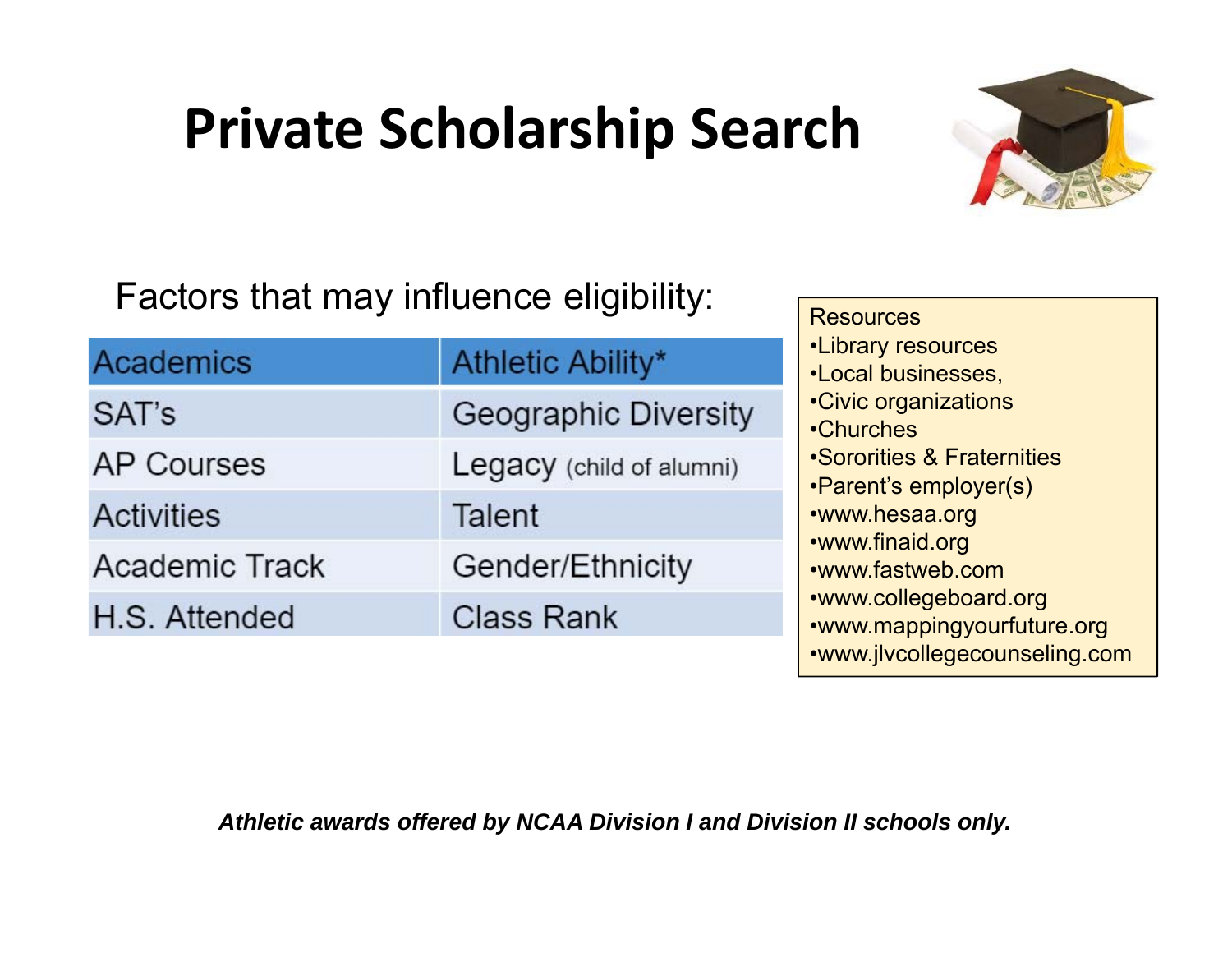# Private Scholarship Search

Factors that may influence eligibility:

| Academics | Athletic Ability* |
|---|---|
| SAT's | Geographic Diversity |
| AP Courses | Legacy (child of alumni) |
| Activities | Talent |
| Academic Track | Gender/Ethnicity |
| H.S. Attended | Class Rank |

Resources
- Library resources
- Local businesses,
- Civic organizations
- Churches
- Sororities & Fraternities
- Parent's employer(s)
- www.hesaa.org
- www.finaid.org
- www.fastweb.com
- www.collegeboard.org
- www.mappingyourfuture.org
- www.jlvcollegecounseling.com

***Athletic awards offered by NCAA Division I and Division II schools only.***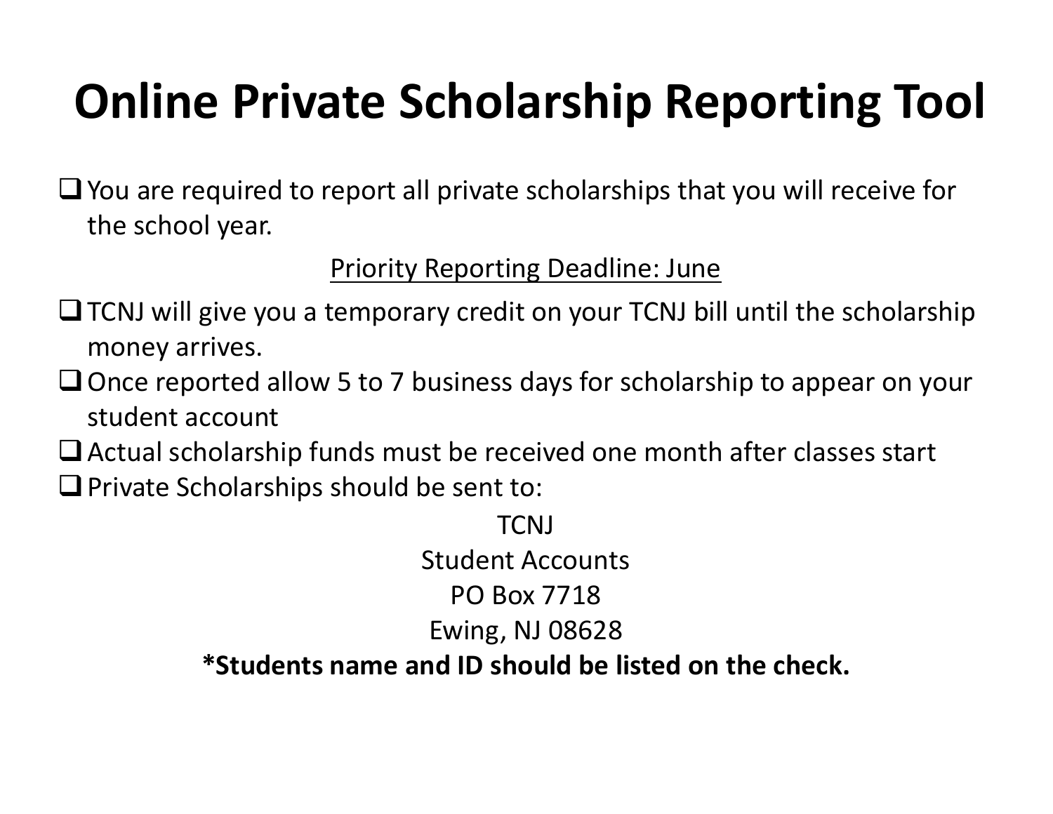# Online Private Scholarship Reporting Tool

- You are required to report all private scholarships that you will receive for the school year.

<u>Priority Reporting Deadline: June</u>

- TCNJ will give you a temporary credit on your TCNJ bill until the scholarship money arrives.
- Once reported allow 5 to 7 business days for scholarship to appear on your student account
- Actual scholarship funds must be received one month after classes start
- Private Scholarships should be sent to:

TCNJ
Student Accounts
PO Box 7718
Ewing, NJ 08628

**\*Students name and ID should be listed on the check.**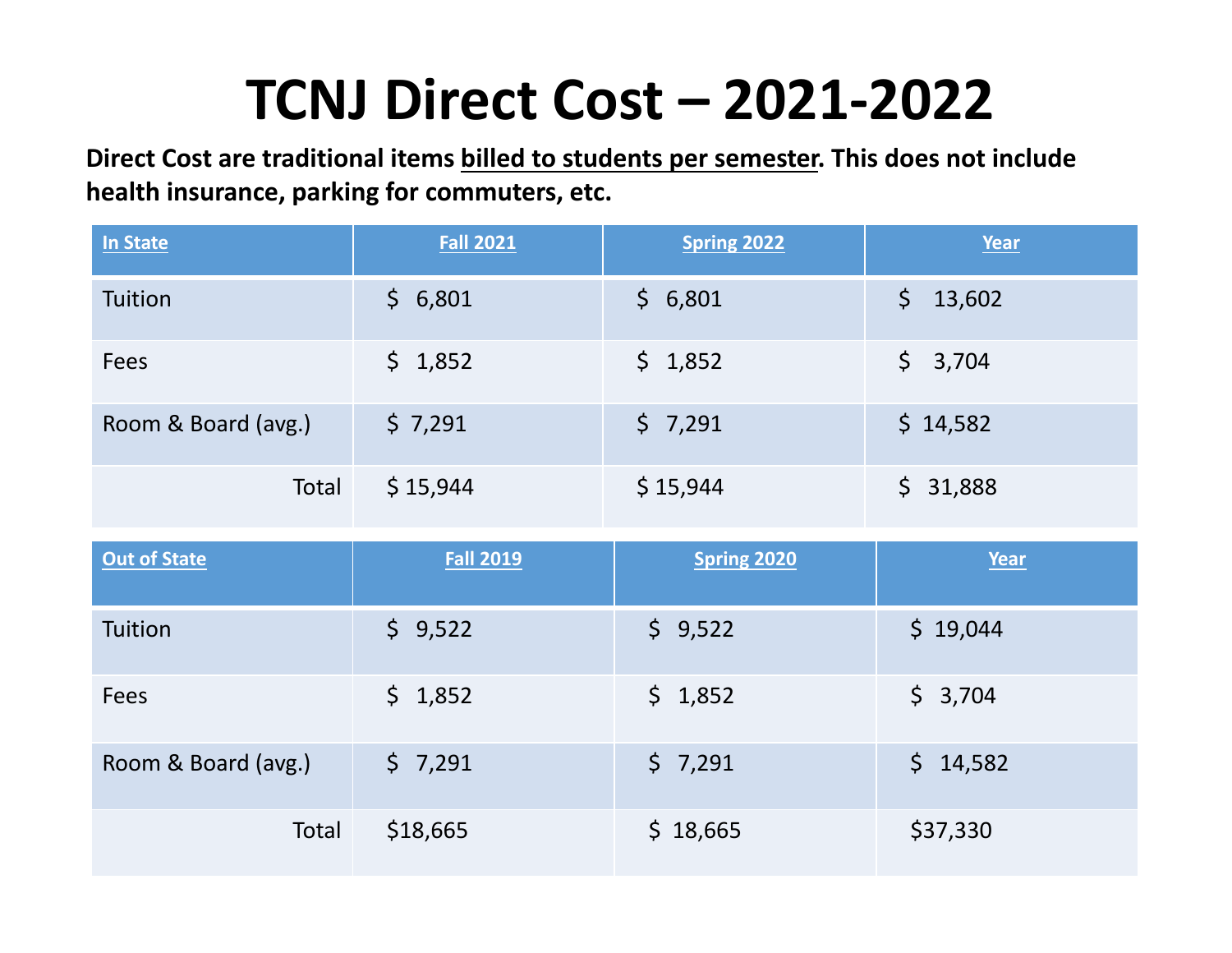# TCNJ Direct Cost – 2021-2022

**Direct Cost are traditional items billed to students per semester. This does not include health insurance, parking for commuters, etc.**

| In State | Fall 2021 | Spring 2022 | Year |
|---|---|---|---|
| Tuition | $ 6,801 | $ 6,801 | $ 13,602 |
| Fees | $ 1,852 | $ 1,852 | $ 3,704 |
| Room & Board (avg.) | $ 7,291 | $ 7,291 | $ 14,582 |
| Total | $ 15,944 | $ 15,944 | $ 31,888 |

| Out of State | Fall 2019 | Spring 2020 | Year |
|---|---|---|---|
| Tuition | $ 9,522 | $ 9,522 | $ 19,044 |
| Fees | $ 1,852 | $ 1,852 | $ 3,704 |
| Room & Board (avg.) | $ 7,291 | $ 7,291 | $ 14,582 |
| Total | $18,665 | $ 18,665 | $37,330 |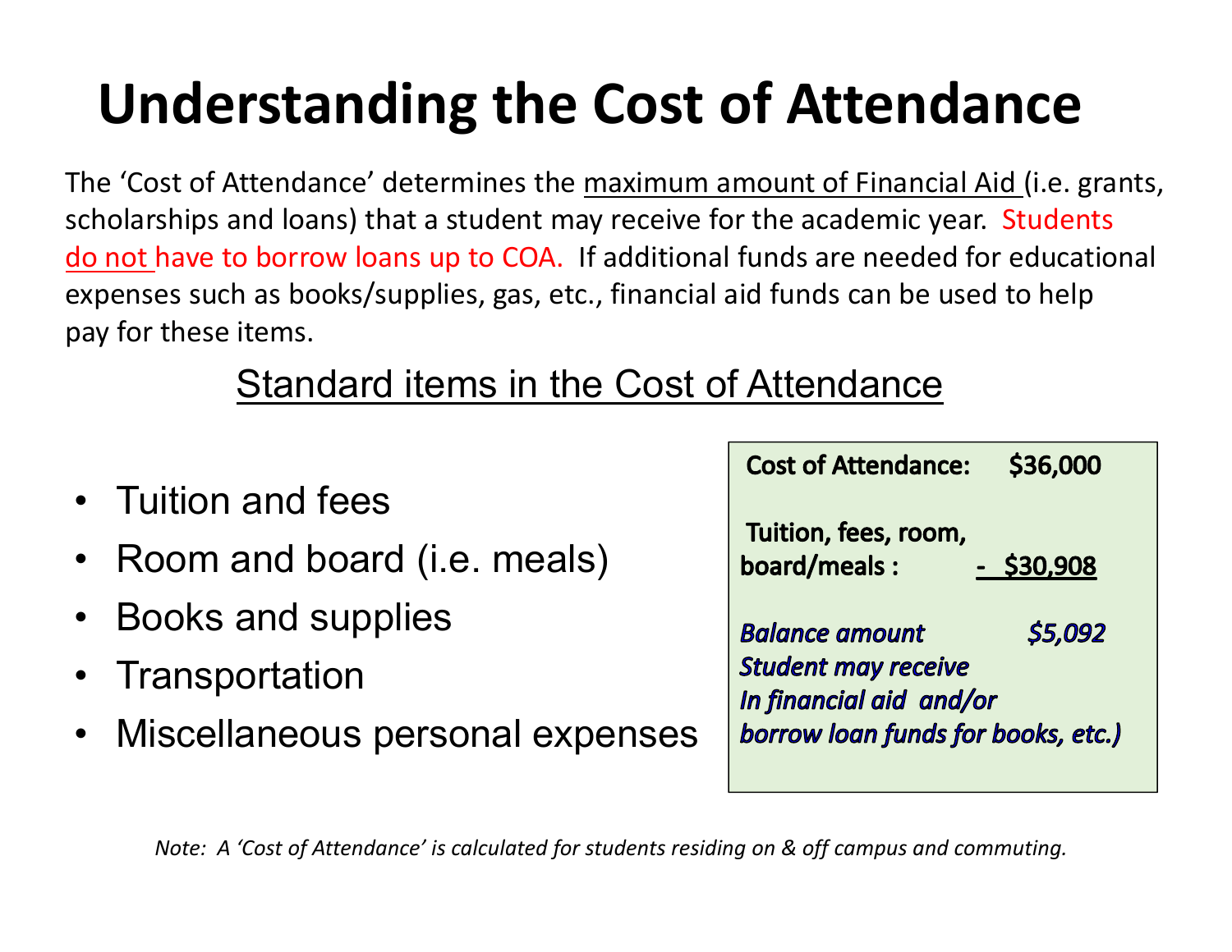# Understanding the Cost of Attendance

The 'Cost of Attendance' determines the maximum amount of Financial Aid (i.e. grants, scholarships and loans) that a student may receive for the academic year. Students do not have to borrow loans up to COA. If additional funds are needed for educational expenses such as books/supplies, gas, etc., financial aid funds can be used to help pay for these items.

## Standard items in the Cost of Attendance

- Tuition and fees
- Room and board (i.e. meals)
- Books and supplies
- Transportation
- Miscellaneous personal expenses

| | |
|---|---|
| **Cost of Attendance:** | **$36,000** |
| **Tuition, fees, room, board/meals :** | **- $30,908** |
| ***Balance amount Student may receive In financial aid and/or borrow loan funds for books, etc.)*** | ***$5,092*** |

*Note: A 'Cost of Attendance' is calculated for students residing on & off campus and commuting.*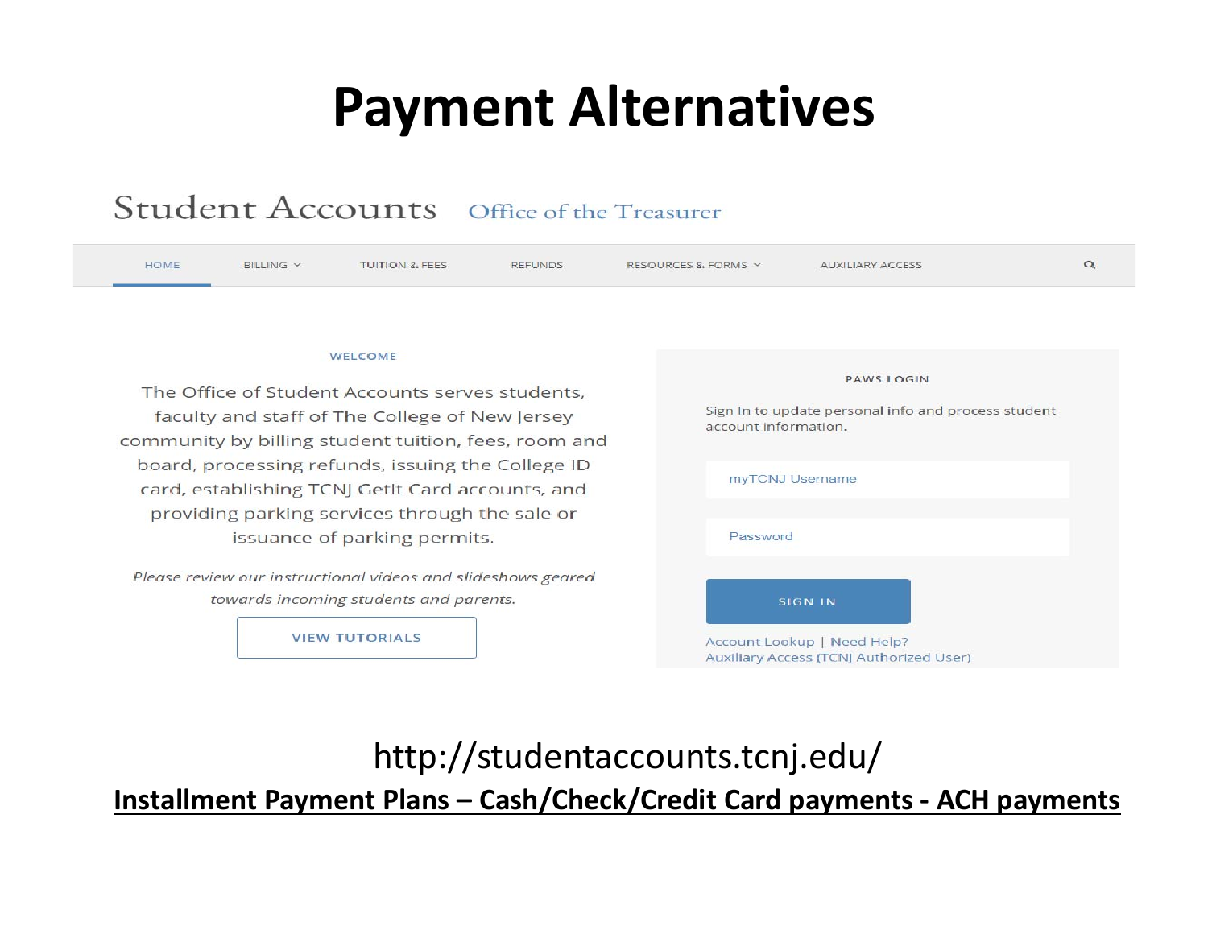# Payment Alternatives

Student Accounts    Office of the Treasurer

HOME | BILLING | TUITION & FEES | REFUNDS | RESOURCES & FORMS | AUXILIARY ACCESS

WELCOME

The Office of Student Accounts serves students, faculty and staff of The College of New Jersey community by billing student tuition, fees, room and board, processing refunds, issuing the College ID card, establishing TCNJ GetIt Card accounts, and providing parking services through the sale or issuance of parking permits.

*Please review our instructional videos and slideshows geared towards incoming students and parents.*

VIEW TUTORIALS

PAWS LOGIN

Sign In to update personal info and process student account information.

myTCNJ Username

Password

SIGN IN

Account Lookup | Need Help?
Auxiliary Access (TCNJ Authorized User)

http://studentaccounts.tcnj.edu/

**Installment Payment Plans – Cash/Check/Credit Card payments - ACH payments**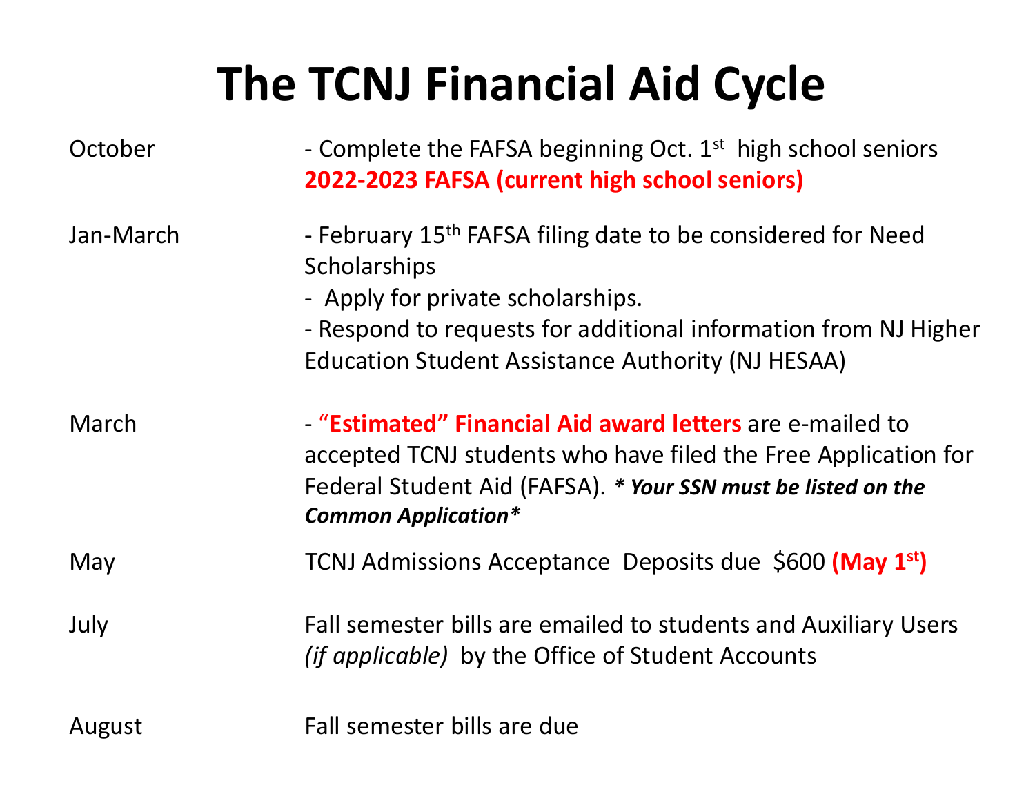# The TCNJ Financial Aid Cycle

| | |
|---|---|
| October | - Complete the FAFSA beginning Oct. 1st high school seniors<br>**2022-2023 FAFSA (current high school seniors)** |
| Jan-March | - February 15th FAFSA filing date to be considered for Need Scholarships<br>- Apply for private scholarships.<br>- Respond to requests for additional information from NJ Higher Education Student Assistance Authority (NJ HESAA) |
| March | - **"Estimated" Financial Aid award letters** are e-mailed to accepted TCNJ students who have filed the Free Application for Federal Student Aid (FAFSA). ***\* Your SSN must be listed on the Common Application\**** |
| May | TCNJ Admissions Acceptance Deposits due $600 **(May 1st)** |
| July | Fall semester bills are emailed to students and Auxiliary Users *(if applicable)* by the Office of Student Accounts |
| August | Fall semester bills are due |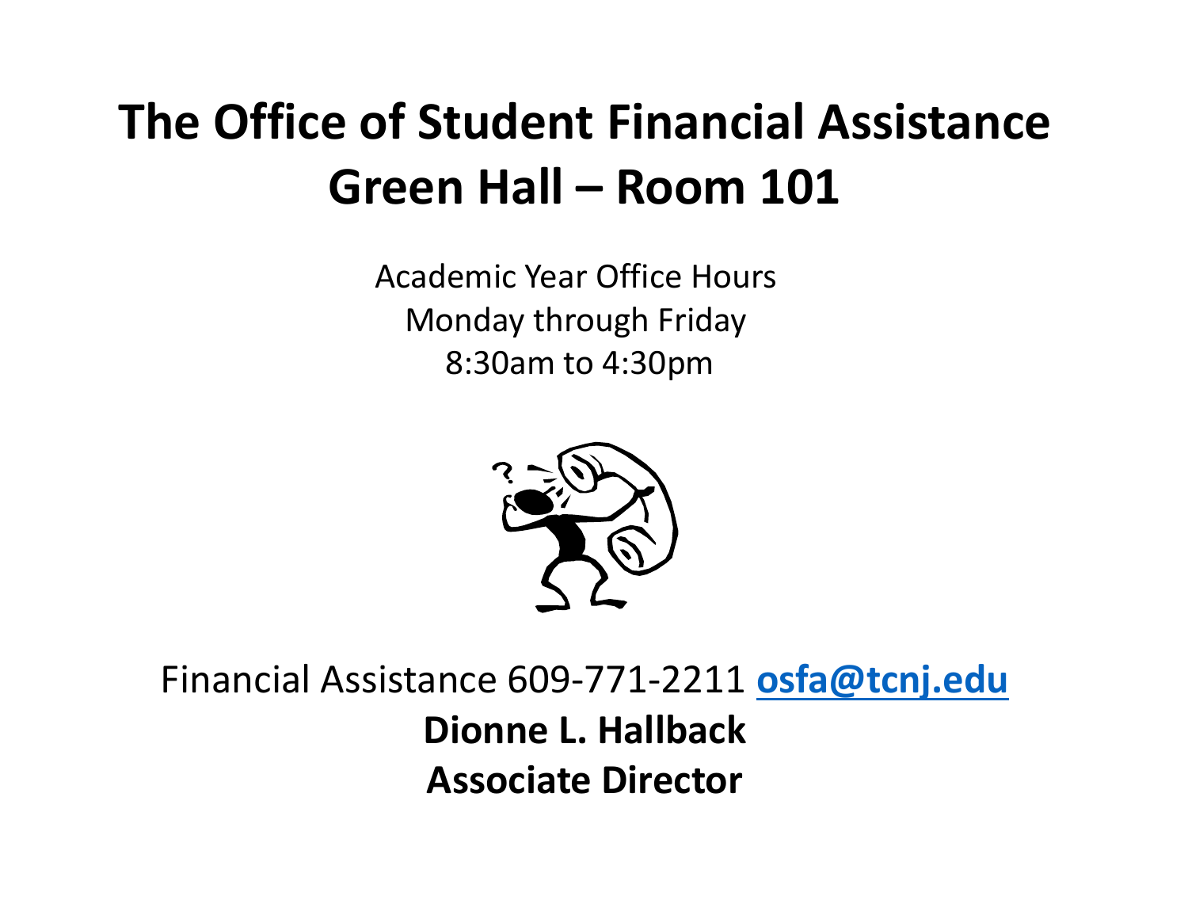# The Office of Student Financial Assistance
# Green Hall – Room 101

Academic Year Office Hours
Monday through Friday
8:30am to 4:30pm

Financial Assistance 609-771-2211 **osfa@tcnj.edu**

**Dionne L. Hallback**

**Associate Director**